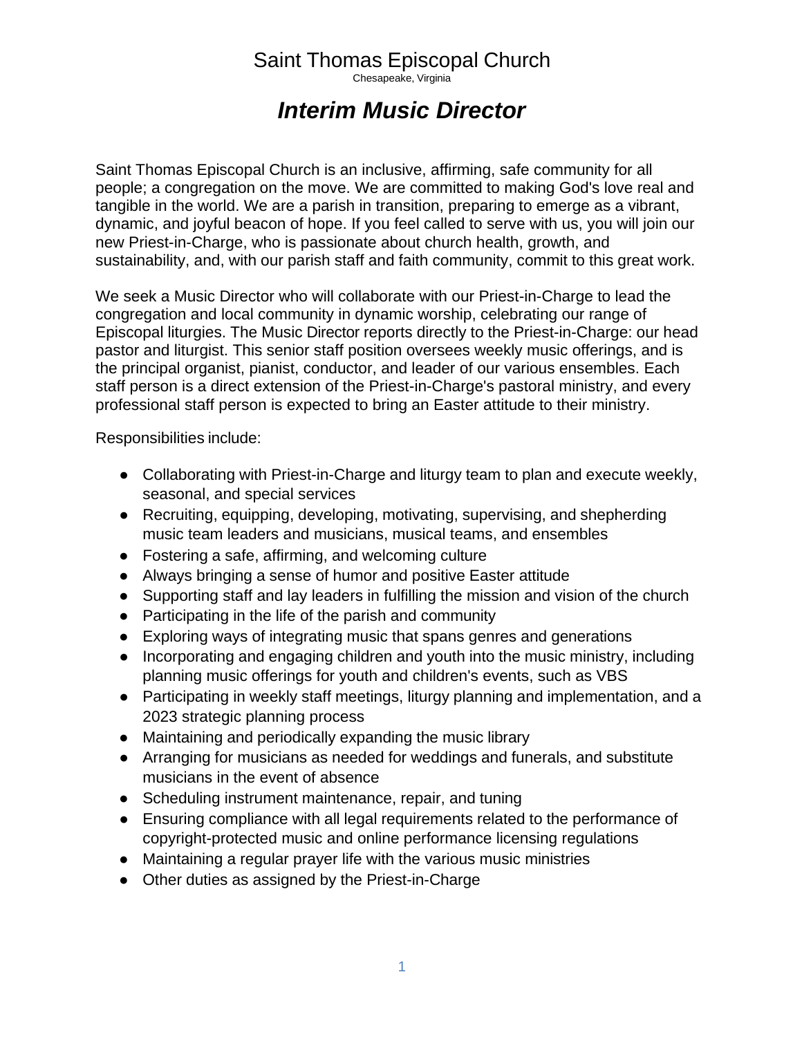# Saint Thomas Episcopal Church

Chesapeake, Virginia

## *Interim Music Director*

Saint Thomas Episcopal Church is an inclusive, affirming, safe community for all people; a congregation on the move. We are committed to making God's love real and tangible in the world. We are a parish in transition, preparing to emerge as a vibrant, dynamic, and joyful beacon of hope. If you feel called to serve with us, you will join our new Priest-in-Charge, who is passionate about church health, growth, and sustainability, and, with our parish staff and faith community, commit to this great work.

We seek a Music Director who will collaborate with our Priest-in-Charge to lead the congregation and local community in dynamic worship, celebrating our range of Episcopal liturgies. The Music Director reports directly to the Priest-in-Charge: our head pastor and liturgist. This senior staff position oversees weekly music offerings, and is the principal organist, pianist, conductor, and leader of our various ensembles. Each staff person is a direct extension of the Priest-in-Charge's pastoral ministry, and every professional staff person is expected to bring an Easter attitude to their ministry.

Responsibilities include:

- Collaborating with Priest-in-Charge and liturgy team to plan and execute weekly, seasonal, and special services
- Recruiting, equipping, developing, motivating, supervising, and shepherding music team leaders and musicians, musical teams, and ensembles
- Fostering a safe, affirming, and welcoming culture
- Always bringing a sense of humor and positive Easter attitude
- Supporting staff and lay leaders in fulfilling the mission and vision of the church
- Participating in the life of the parish and community
- Exploring ways of integrating music that spans genres and generations
- Incorporating and engaging children and youth into the music ministry, including planning music offerings for youth and children's events, such as VBS
- Participating in weekly staff meetings, liturgy planning and implementation, and a 2023 strategic planning process
- Maintaining and periodically expanding the music library
- Arranging for musicians as needed for weddings and funerals, and substitute musicians in the event of absence
- Scheduling instrument maintenance, repair, and tuning
- Ensuring compliance with all legal requirements related to the performance of copyright-protected music and online performance licensing regulations
- Maintaining a regular prayer life with the various music ministries
- Other duties as assigned by the Priest-in-Charge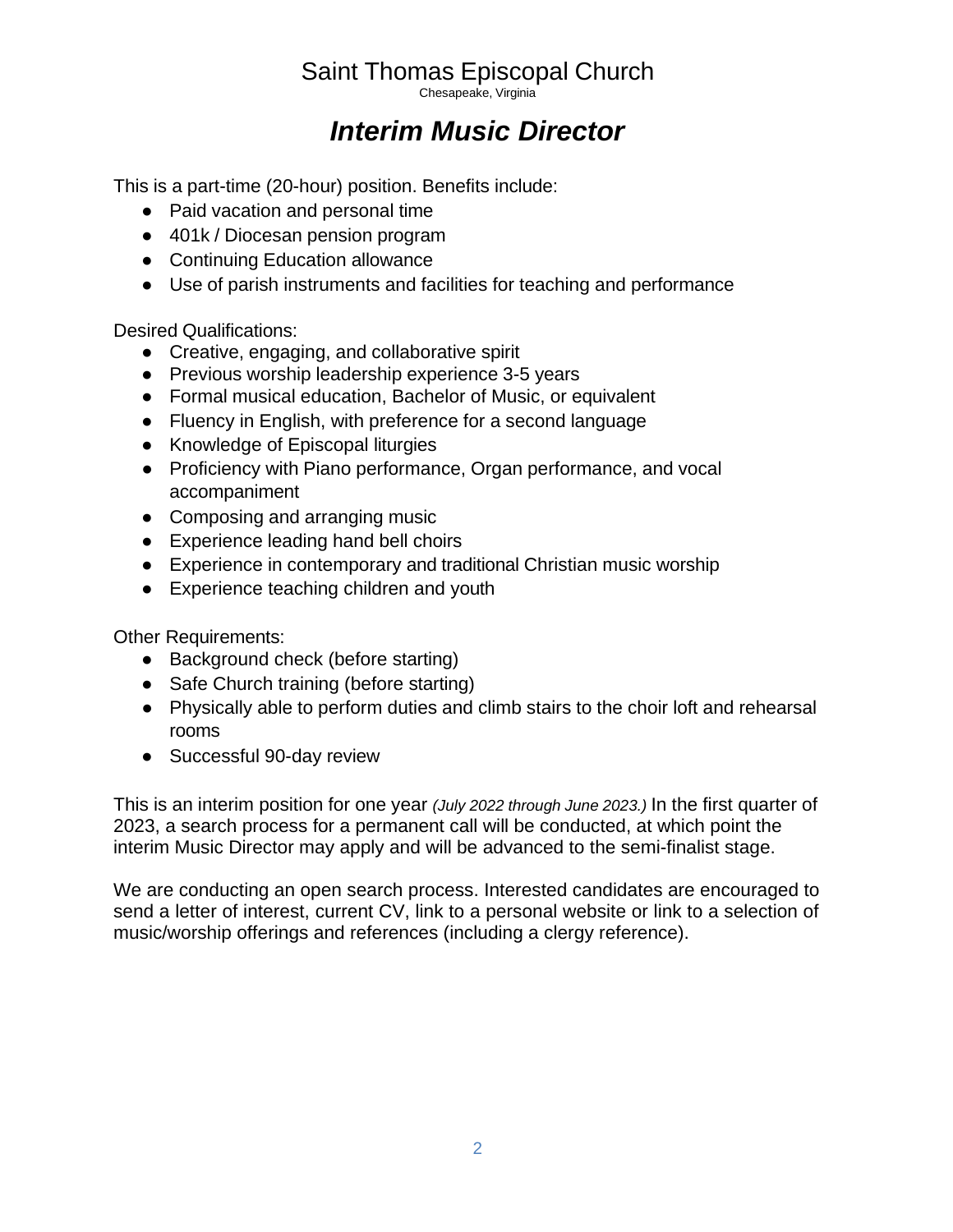# Saint Thomas Episcopal Church

Chesapeake, Virginia

## *Interim Music Director*

This is a part-time (20-hour) position. Benefits include:

- Paid vacation and personal time
- 401k / Diocesan pension program
- Continuing Education allowance
- Use of parish instruments and facilities for teaching and performance

Desired Qualifications:

- Creative, engaging, and collaborative spirit
- Previous worship leadership experience 3-5 years
- Formal musical education, Bachelor of Music, or equivalent
- Fluency in English, with preference for a second language
- Knowledge of Episcopal liturgies
- Proficiency with Piano performance, Organ performance, and vocal accompaniment
- Composing and arranging music
- Experience leading hand bell choirs
- Experience in contemporary and traditional Christian music worship
- Experience teaching children and youth

Other Requirements:

- Background check (before starting)
- Safe Church training (before starting)
- Physically able to perform duties and climb stairs to the choir loft and rehearsal rooms
- Successful 90-day review

This is an interim position for one year *(July 2022 through June 2023.)* In the first quarter of 2023, a search process for a permanent call will be conducted, at which point the interim Music Director may apply and will be advanced to the semi-finalist stage.

We are conducting an open search process. Interested candidates are encouraged to send a letter of interest, current CV, link to a personal website or link to a selection of music/worship offerings and references (including a clergy reference).